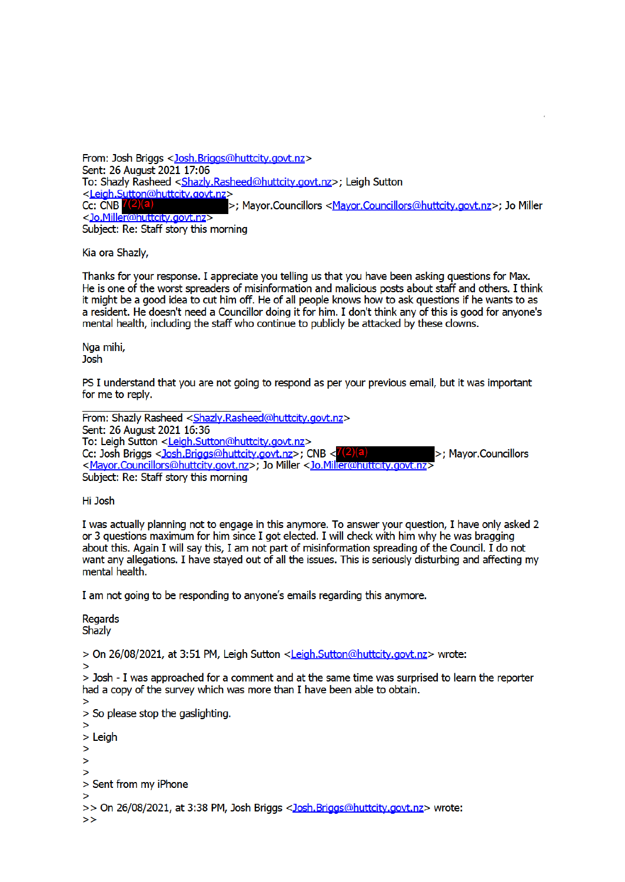From: Josh Briggs <Josh.Briggs@huttcity.govt.nz>
Sent: 26 August 2021 17:06
To: Shazly Rasheed <Shazly.Rasheed@huttcity.govt.nz>; Leigh Sutton <Leigh.Sutton@huttcity.govt.nz>
Cc: CNB 7(2)(a) >; Mayor.Councillors <Mayor.Councillors@huttcity.govt.nz>; Jo Miller <Jo.Miller@huttcity.govt.nz>
Subject: Re: Staff story this morning

Kia ora Shazly,

Thanks for your response. I appreciate you telling us that you have been asking questions for Max. He is one of the worst spreaders of misinformation and malicious posts about staff and others. I think it might be a good idea to cut him off. He of all people knows how to ask questions if he wants to as a resident. He doesn't need a Councillor doing it for him. I don't think any of this is good for anyone's mental health, including the staff who continue to publicly be attacked by these clowns.

Nga mihi,
Josh

PS I understand that you are not going to respond as per your previous email, but it was important for me to reply.

---

From: Shazly Rasheed <Shazly.Rasheed@huttcity.govt.nz>
Sent: 26 August 2021 16:36
To: Leigh Sutton <Leigh.Sutton@huttcity.govt.nz>
Cc: Josh Briggs <Josh.Briggs@huttcity.govt.nz>; CNB <7(2)(a) >; Mayor.Councillors <Mayor.Councillors@huttcity.govt.nz>; Jo Miller <Jo.Miller@huttcity.govt.nz>
Subject: Re: Staff story this morning

Hi Josh

I was actually planning not to engage in this anymore. To answer your question, I have only asked 2 or 3 questions maximum for him since I got elected. I will check with him why he was bragging about this. Again I will say this, I am not part of misinformation spreading of the Council. I do not want any allegations. I have stayed out of all the issues. This is seriously disturbing and affecting my mental health.

I am not going to be responding to anyone's emails regarding this anymore.

Regards
Shazly

> On 26/08/2021, at 3:51 PM, Leigh Sutton <Leigh.Sutton@huttcity.govt.nz> wrote:
>
> Josh - I was approached for a comment and at the same time was surprised to learn the reporter had a copy of the survey which was more than I have been able to obtain.
>
> So please stop the gaslighting.
>
> Leigh
>
>
>
> Sent from my iPhone
>
>> On 26/08/2021, at 3:38 PM, Josh Briggs <Josh.Briggs@huttcity.govt.nz> wrote:
>>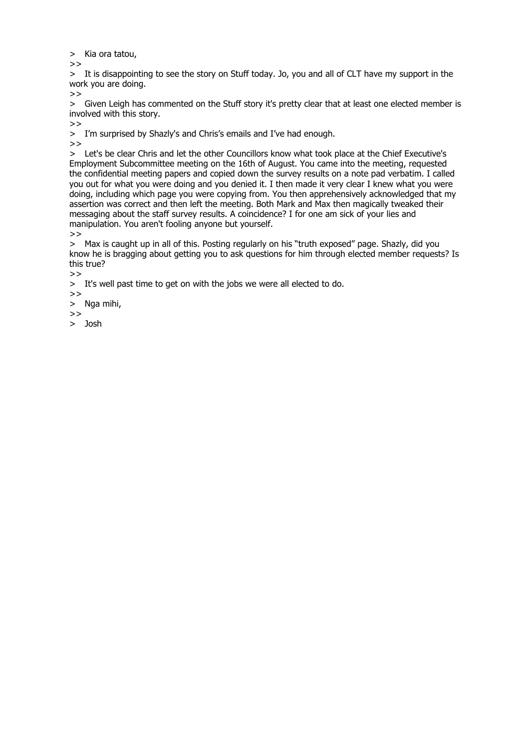> Kia ora tatou,
>>
> It is disappointing to see the story on Stuff today. Jo, you and all of CLT have my support in the work you are doing.
>>
> Given Leigh has commented on the Stuff story it's pretty clear that at least one elected member is involved with this story.
>>
> I'm surprised by Shazly's and Chris's emails and I've had enough.
>>
> Let's be clear Chris and let the other Councillors know what took place at the Chief Executive's Employment Subcommittee meeting on the 16th of August. You came into the meeting, requested the confidential meeting papers and copied down the survey results on a note pad verbatim. I called you out for what you were doing and you denied it. I then made it very clear I knew what you were doing, including which page you were copying from. You then apprehensively acknowledged that my assertion was correct and then left the meeting. Both Mark and Max then magically tweaked their messaging about the staff survey results. A coincidence? I for one am sick of your lies and manipulation. You aren't fooling anyone but yourself.
>>
> Max is caught up in all of this. Posting regularly on his "truth exposed" page. Shazly, did you know he is bragging about getting you to ask questions for him through elected member requests? Is this true?
>>
> It's well past time to get on with the jobs we were all elected to do.
>>
> Nga mihi,
>>
> Josh